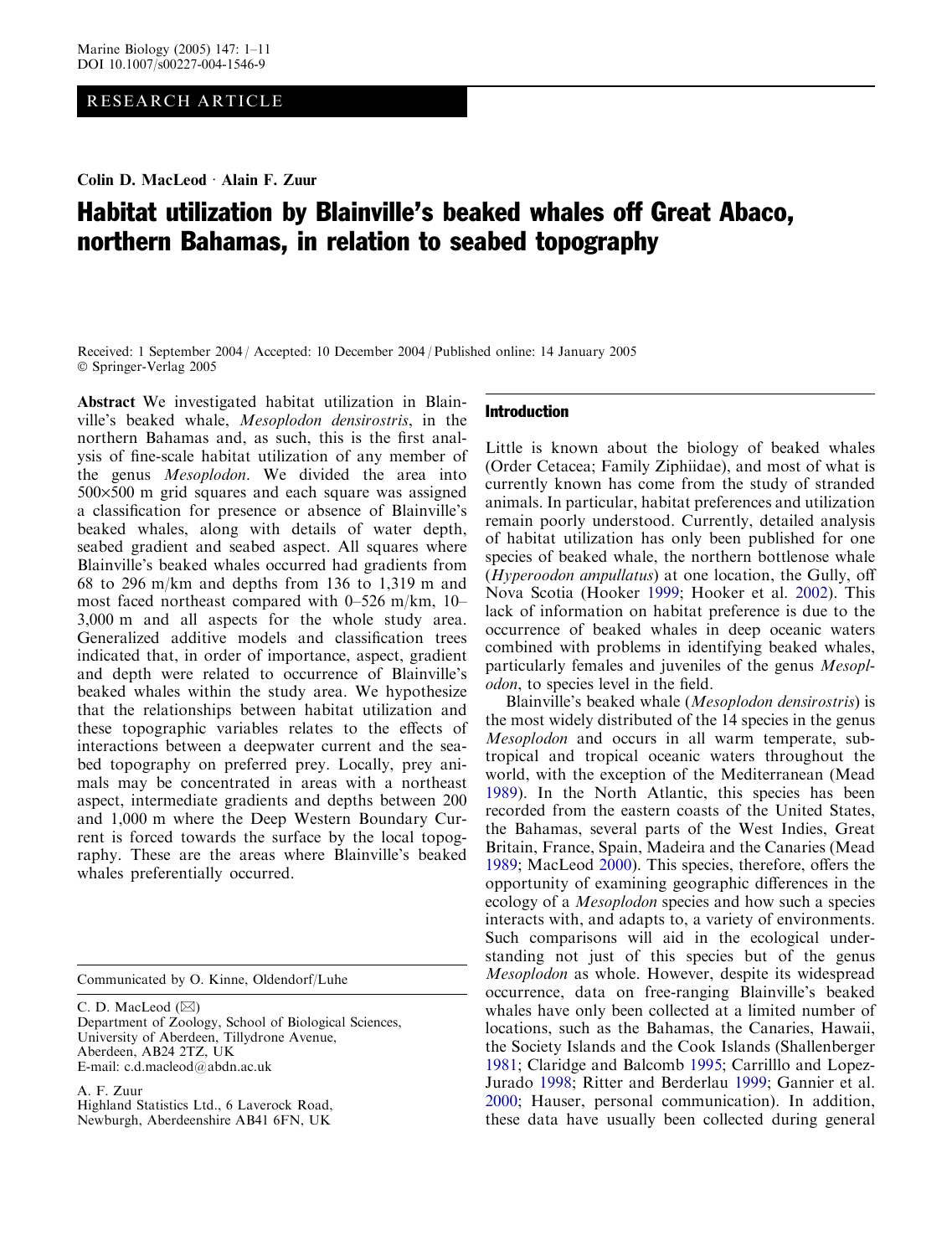RESEARCH ARTICLE

**Colin D. MacLeod · Alain F. Zuur**

# Habitat utilization by Blainville's beaked whales off Great Abaco, northern Bahamas, in relation to seabed topography

Received: 1 September 2004 / Accepted: 10 December 2004 / Published online: 14 January 2005
© Springer-Verlag 2005

**Abstract** We investigated habitat utilization in Blainville's beaked whale, *Mesoplodon densirostris*, in the northern Bahamas and, as such, this is the first analysis of fine-scale habitat utilization of any member of the genus *Mesoplodon*. We divided the area into 500×500 m grid squares and each square was assigned a classification for presence or absence of Blainville's beaked whales, along with details of water depth, seabed gradient and seabed aspect. All squares where Blainville's beaked whales occurred had gradients from 68 to 296 m/km and depths from 136 to 1,319 m and most faced northeast compared with 0–526 m/km, 10–3,000 m and all aspects for the whole study area. Generalized additive models and classification trees indicated that, in order of importance, aspect, gradient and depth were related to occurrence of Blainville's beaked whales within the study area. We hypothesize that the relationships between habitat utilization and these topographic variables relates to the effects of interactions between a deepwater current and the seabed topography on preferred prey. Locally, prey animals may be concentrated in areas with a northeast aspect, intermediate gradients and depths between 200 and 1,000 m where the Deep Western Boundary Current is forced towards the surface by the local topography. These are the areas where Blainville's beaked whales preferentially occurred.

Communicated by O. Kinne, Oldendorf/Luhe

C. D. MacLeod (✉)
Department of Zoology, School of Biological Sciences, University of Aberdeen, Tillydrone Avenue, Aberdeen, AB24 2TZ, UK
E-mail: c.d.macleod@abdn.ac.uk

A. F. Zuur
Highland Statistics Ltd., 6 Laverock Road, Newburgh, Aberdeenshire AB41 6FN, UK

## Introduction

Little is known about the biology of beaked whales (Order Cetacea; Family Ziphiidae), and most of what is currently known has come from the study of stranded animals. In particular, habitat preferences and utilization remain poorly understood. Currently, detailed analysis of habitat utilization has only been published for one species of beaked whale, the northern bottlenose whale (*Hyperoodon ampullatus*) at one location, the Gully, off Nova Scotia (Hooker 1999; Hooker et al. 2002). This lack of information on habitat preference is due to the occurrence of beaked whales in deep oceanic waters combined with problems in identifying beaked whales, particularly females and juveniles of the genus *Mesoplodon*, to species level in the field.

Blainville's beaked whale (*Mesoplodon densirostris*) is the most widely distributed of the 14 species in the genus *Mesoplodon* and occurs in all warm temperate, subtropical and tropical oceanic waters throughout the world, with the exception of the Mediterranean (Mead 1989). In the North Atlantic, this species has been recorded from the eastern coasts of the United States, the Bahamas, several parts of the West Indies, Great Britain, France, Spain, Madeira and the Canaries (Mead 1989; MacLeod 2000). This species, therefore, offers the opportunity of examining geographic differences in the ecology of a *Mesoplodon* species and how such a species interacts with, and adapts to, a variety of environments. Such comparisons will aid in the ecological understanding not just of this species but of the genus *Mesoplodon* as whole. However, despite its widespread occurrence, data on free-ranging Blainville's beaked whales have only been collected at a limited number of locations, such as the Bahamas, the Canaries, Hawaii, the Society Islands and the Cook Islands (Shallenberger 1981; Claridge and Balcomb 1995; Carrilllo and Lopez-Jurado 1998; Ritter and Berderlau 1999; Gannier et al. 2000; Hauser, personal communication). In addition, these data have usually been collected during general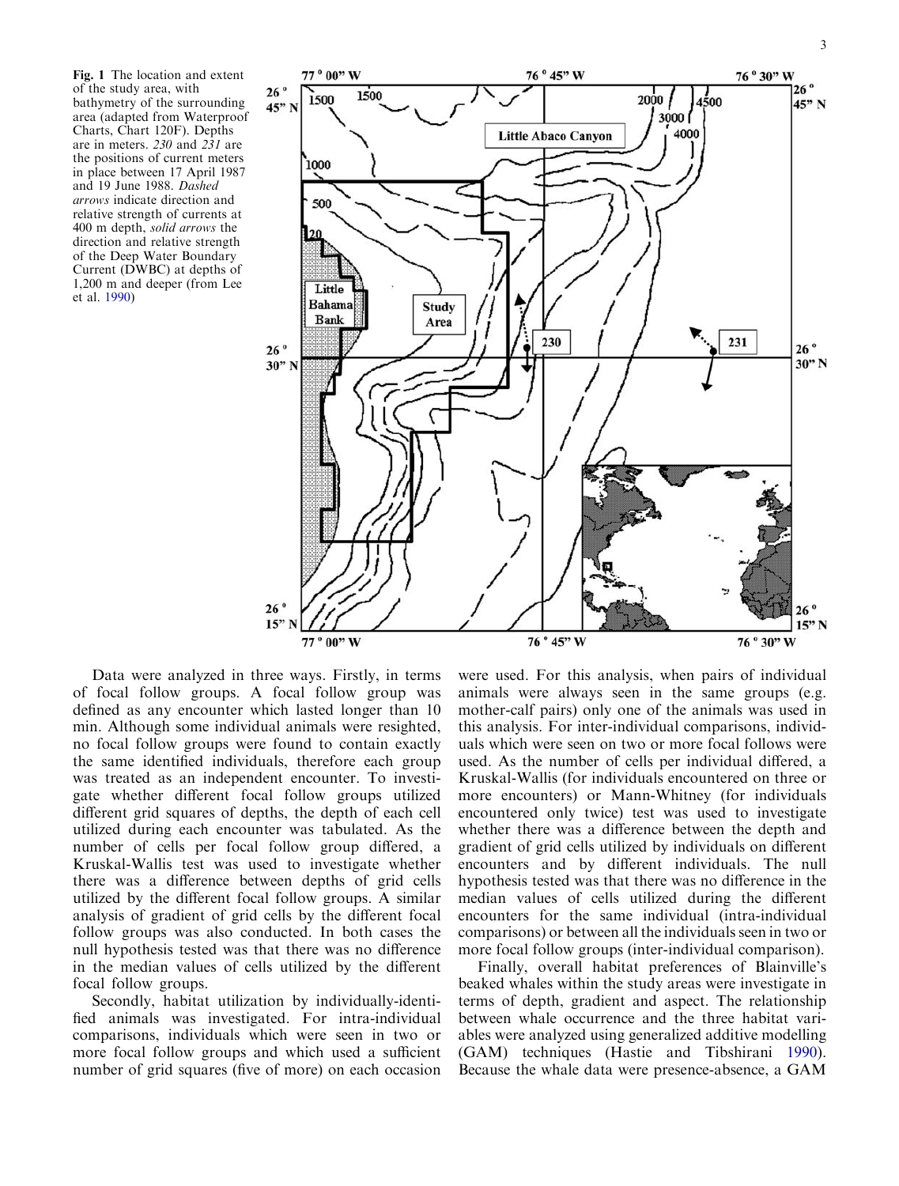77° 00" W
76° 45" W
76° 30" W
26° 45" N
26° 30" N
26° 15" N
1500
1500
2000
4500
3000
4000
1000
500
20
Little Abaco Canyon
Little Bahama Bank
Study Area
230
231

**Fig. 1** The location and extent of the study area, with bathymetry of the surrounding area (adapted from Waterproof Charts, Chart 120F). Depths are in meters. *230* and *231* are the positions of current meters in place between 17 April 1987 and 19 June 1988. *Dashed arrows* indicate direction and relative strength of currents at 400 m depth, *solid arrows* the direction and relative strength of the Deep Water Boundary Current (DWBC) at depths of 1,200 m and deeper (from Lee et al. 1990)

Data were analyzed in three ways. Firstly, in terms of focal follow groups. A focal follow group was defined as any encounter which lasted longer than 10 min. Although some individual animals were resighted, no focal follow groups were found to contain exactly the same identified individuals, therefore each group was treated as an independent encounter. To investigate whether different focal follow groups utilized different grid squares of depths, the depth of each cell utilized during each encounter was tabulated. As the number of cells per focal follow group differed, a Kruskal-Wallis test was used to investigate whether there was a difference between depths of grid cells utilized by the different focal follow groups. A similar analysis of gradient of grid cells by the different focal follow groups was also conducted. In both cases the null hypothesis tested was that there was no difference in the median values of cells utilized by the different focal follow groups.

Secondly, habitat utilization by individually-identified animals was investigated. For intra-individual comparisons, individuals which were seen in two or more focal follow groups and which used a sufficient number of grid squares (five of more) on each occasion were used. For this analysis, when pairs of individual animals were always seen in the same groups (e.g. mother-calf pairs) only one of the animals was used in this analysis. For inter-individual comparisons, individuals which were seen on two or more focal follows were used. As the number of cells per individual differed, a Kruskal-Wallis (for individuals encountered on three or more encounters) or Mann-Whitney (for individuals encountered only twice) test was used to investigate whether there was a difference between the depth and gradient of grid cells utilized by individuals on different encounters and by different individuals. The null hypothesis tested was that there was no difference in the median values of cells utilized during the different encounters for the same individual (intra-individual comparisons) or between all the individuals seen in two or more focal follow groups (inter-individual comparison).

Finally, overall habitat preferences of Blainville's beaked whales within the study areas were investigate in terms of depth, gradient and aspect. The relationship between whale occurrence and the three habitat variables were analyzed using generalized additive modelling (GAM) techniques (Hastie and Tibshirani 1990). Because the whale data were presence-absence, a GAM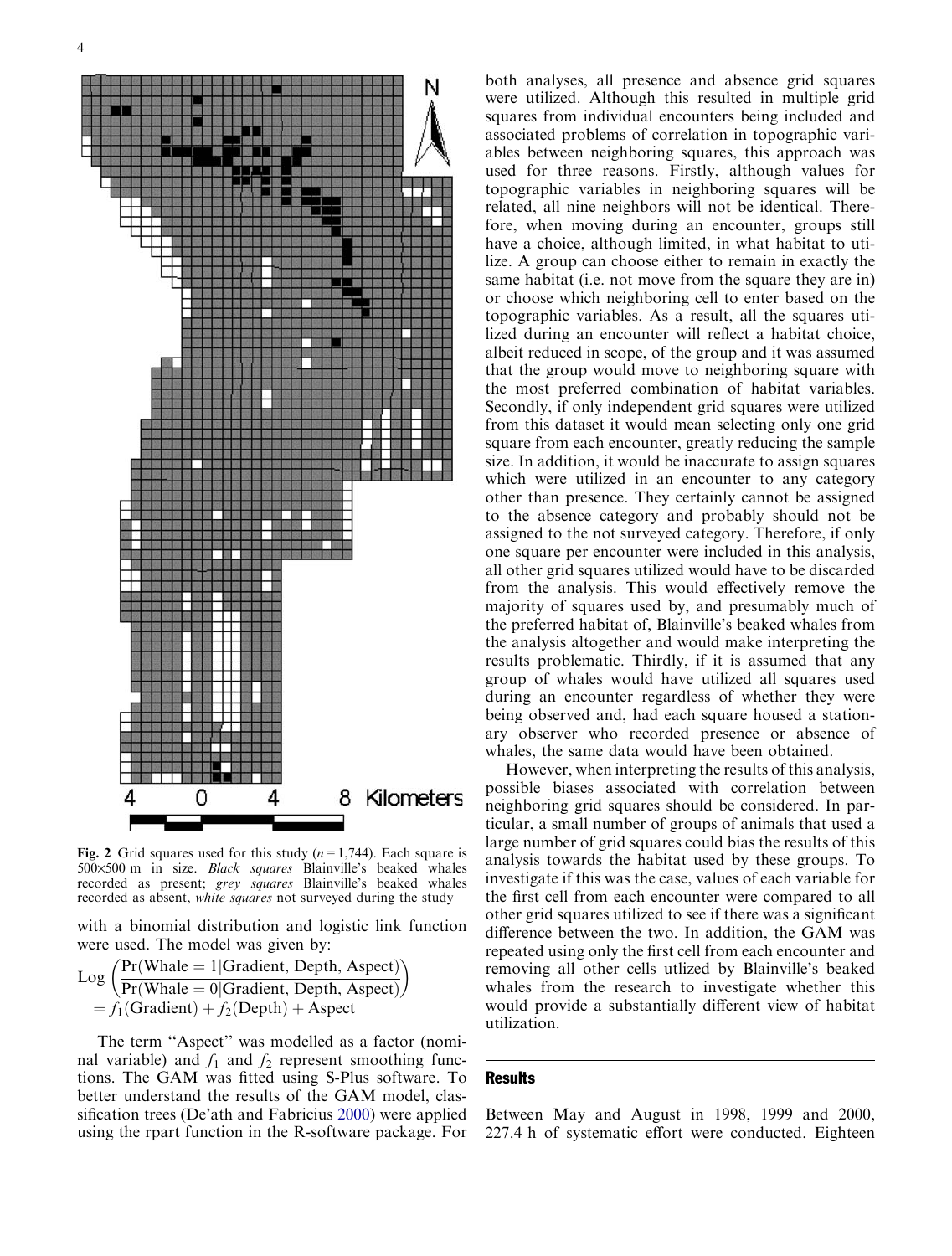**Fig. 2** Grid squares used for this study ($n = 1,744$). Each square is 500×500 m in size. *Black squares* Blainville's beaked whales recorded as present; *grey squares* Blainville's beaked whales recorded as absent, *white squares* not surveyed during the study

with a binomial distribution and logistic link function were used. The model was given by:

$$\text{Log}\left(\frac{\Pr(\text{Whale} = 1|\text{Gradient, Depth, Aspect})}{\Pr(\text{Whale} = 0|\text{Gradient, Depth, Aspect})}\right) = f_1(\text{Gradient}) + f_2(\text{Depth}) + \text{Aspect}$$

The term "Aspect" was modelled as a factor (nominal variable) and $f_1$ and $f_2$ represent smoothing functions. The GAM was fitted using S-Plus software. To better understand the results of the GAM model, classification trees (De'ath and Fabricius 2000) were applied using the rpart function in the R-software package. For both analyses, all presence and absence grid squares were utilized. Although this resulted in multiple grid squares from individual encounters being included and associated problems of correlation in topographic variables between neighboring squares, this approach was used for three reasons. Firstly, although values for topographic variables in neighboring squares will be related, all nine neighbors will not be identical. Therefore, when moving during an encounter, groups still have a choice, although limited, in what habitat to utilize. A group can choose either to remain in exactly the same habitat (i.e. not move from the square they are in) or choose which neighboring cell to enter based on the topographic variables. As a result, all the squares utilized during an encounter will reflect a habitat choice, albeit reduced in scope, of the group and it was assumed that the group would move to neighboring square with the most preferred combination of habitat variables. Secondly, if only independent grid squares were utilized from this dataset it would mean selecting only one grid square from each encounter, greatly reducing the sample size. In addition, it would be inaccurate to assign squares which were utilized in an encounter to any category other than presence. They certainly cannot be assigned to the absence category and probably should not be assigned to the not surveyed category. Therefore, if only one square per encounter were included in this analysis, all other grid squares utilized would have to be discarded from the analysis. This would effectively remove the majority of squares used by, and presumably much of the preferred habitat of, Blainville's beaked whales from the analysis altogether and would make interpreting the results problematic. Thirdly, if it is assumed that any group of whales would have utilized all squares used during an encounter regardless of whether they were being observed and, had each square housed a stationary observer who recorded presence or absence of whales, the same data would have been obtained.

However, when interpreting the results of this analysis, possible biases associated with correlation between neighboring grid squares should be considered. In particular, a small number of groups of animals that used a large number of grid squares could bias the results of this analysis towards the habitat used by these groups. To investigate if this was the case, values of each variable for the first cell from each encounter were compared to all other grid squares utilized to see if there was a significant difference between the two. In addition, the GAM was repeated using only the first cell from each encounter and removing all other cells utlized by Blainville's beaked whales from the research to investigate whether this would provide a substantially different view of habitat utilization.

## Results

Between May and August in 1998, 1999 and 2000, 227.4 h of systematic effort were conducted. Eighteen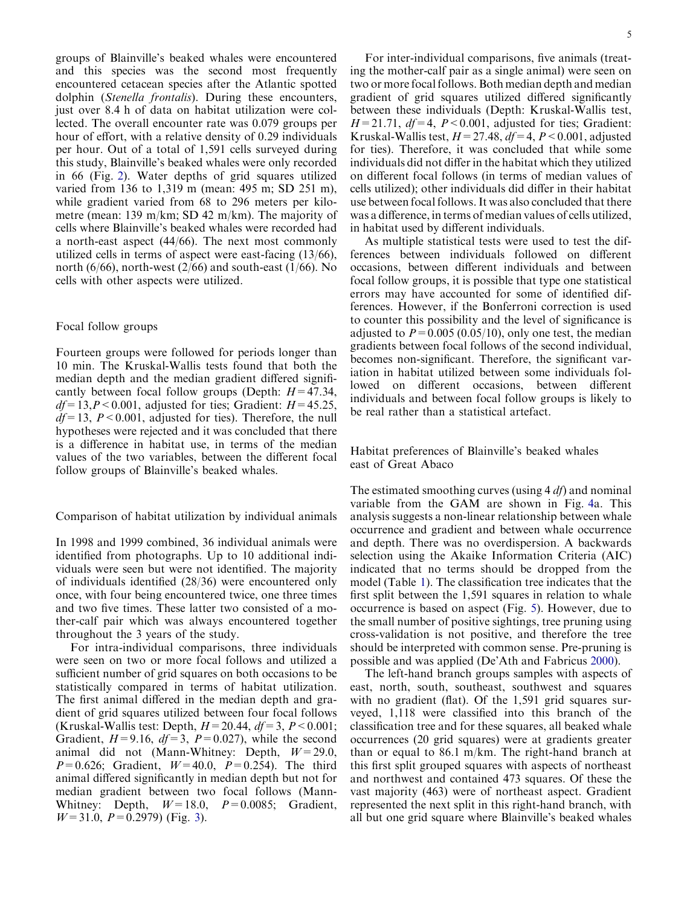groups of Blainville's beaked whales were encountered and this species was the second most frequently encountered cetacean species after the Atlantic spotted dolphin (*Stenella frontalis*). During these encounters, just over 8.4 h of data on habitat utilization were collected. The overall encounter rate was 0.079 groups per hour of effort, with a relative density of 0.29 individuals per hour. Out of a total of 1,591 cells surveyed during this study, Blainville's beaked whales were only recorded in 66 (Fig. 2). Water depths of grid squares utilized varied from 136 to 1,319 m (mean: 495 m; SD 251 m), while gradient varied from 68 to 296 meters per kilometre (mean: 139 m/km; SD 42 m/km). The majority of cells where Blainville's beaked whales were recorded had a north-east aspect (44/66). The next most commonly utilized cells in terms of aspect were east-facing (13/66), north (6/66), north-west (2/66) and south-east (1/66). No cells with other aspects were utilized.

## Focal follow groups

Fourteen groups were followed for periods longer than 10 min. The Kruskal-Wallis tests found that both the median depth and the median gradient differed significantly between focal follow groups (Depth: $H=47.34$, $df=13, P<0.001$, adjusted for ties; Gradient: $H=45.25$, $df=13$, $P<0.001$, adjusted for ties). Therefore, the null hypotheses were rejected and it was concluded that there is a difference in habitat use, in terms of the median values of the two variables, between the different focal follow groups of Blainville's beaked whales.

## Comparison of habitat utilization by individual animals

In 1998 and 1999 combined, 36 individual animals were identified from photographs. Up to 10 additional individuals were seen but were not identified. The majority of individuals identified (28/36) were encountered only once, with four being encountered twice, one three times and two five times. These latter two consisted of a mother-calf pair which was always encountered together throughout the 3 years of the study.

For intra-individual comparisons, three individuals were seen on two or more focal follows and utilized a sufficient number of grid squares on both occasions to be statistically compared in terms of habitat utilization. The first animal differed in the median depth and gradient of grid squares utilized between four focal follows (Kruskal-Wallis test: Depth, $H=20.44$, $df=3$, $P<0.001$; Gradient, $H=9.16$, $df=3$, $P=0.027$), while the second animal did not (Mann-Whitney: Depth, $W=29.0$, $P=0.626$; Gradient, $W=40.0$, $P=0.254$). The third animal differed significantly in median depth but not for median gradient between two focal follows (Mann-Whitney: Depth, $W=18.0$, $P=0.0085$; Gradient, $W=31.0$, $P=0.2979$) (Fig. 3).

For inter-individual comparisons, five animals (treating the mother-calf pair as a single animal) were seen on two or more focal follows. Both median depth and median gradient of grid squares utilized differed significantly between these individuals (Depth: Kruskal-Wallis test, $H=21.71$, $df=4$, $P<0.001$, adjusted for ties; Gradient: Kruskal-Wallis test, $H=27.48$, $df=4$, $P<0.001$, adjusted for ties). Therefore, it was concluded that while some individuals did not differ in the habitat which they utilized on different focal follows (in terms of median values of cells utilized); other individuals did differ in their habitat use between focal follows. It was also concluded that there was a difference, in terms of median values of cells utilized, in habitat used by different individuals.

As multiple statistical tests were used to test the differences between individuals followed on different occasions, between different individuals and between focal follow groups, it is possible that type one statistical errors may have accounted for some of identified differences. However, if the Bonferroni correction is used to counter this possibility and the level of significance is adjusted to $P=0.005$ (0.05/10), only one test, the median gradients between focal follows of the second individual, becomes non-significant. Therefore, the significant variation in habitat utilized between some individuals followed on different occasions, between different individuals and between focal follow groups is likely to be real rather than a statistical artefact.

## Habitat preferences of Blainville's beaked whales east of Great Abaco

The estimated smoothing curves (using 4 *df*) and nominal variable from the GAM are shown in Fig. 4a. This analysis suggests a non-linear relationship between whale occurrence and gradient and between whale occurrence and depth. There was no overdispersion. A backwards selection using the Akaike Information Criteria (AIC) indicated that no terms should be dropped from the model (Table 1). The classification tree indicates that the first split between the 1,591 squares in relation to whale occurrence is based on aspect (Fig. 5). However, due to the small number of positive sightings, tree pruning using cross-validation is not positive, and therefore the tree should be interpreted with common sense. Pre-pruning is possible and was applied (De'Ath and Fabricus 2000).

The left-hand branch groups samples with aspects of east, north, south, southeast, southwest and squares with no gradient (flat). Of the 1,591 grid squares surveyed, 1,118 were classified into this branch of the classification tree and for these squares, all beaked whale occurrences (20 grid squares) were at gradients greater than or equal to 86.1 m/km. The right-hand branch at this first split grouped squares with aspects of northeast and northwest and contained 473 squares. Of these the vast majority (463) were of northeast aspect. Gradient represented the next split in this right-hand branch, with all but one grid square where Blainville's beaked whales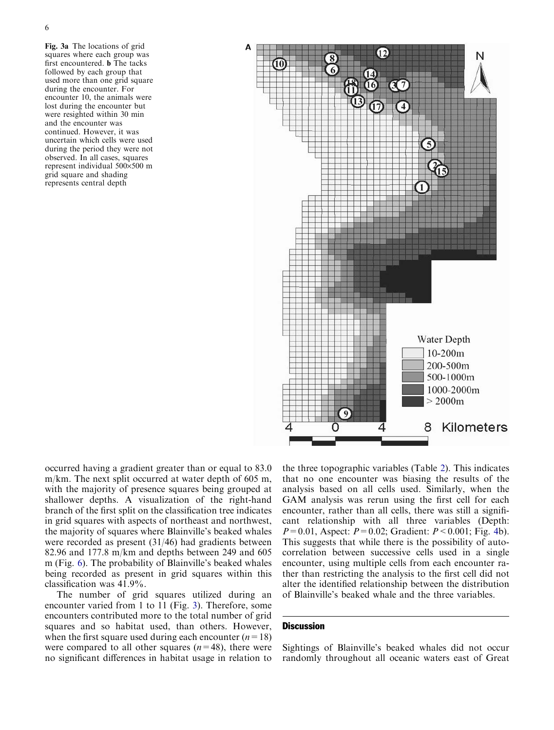**Fig. 3a** The locations of grid squares where each group was first encountered. **b** The tacks followed by each group that used more than one grid square during the encounter. For encounter 10, the animals were lost during the encounter but were resighted within 30 min and the encounter was continued. However, it was uncertain which cells were used during the period they were not observed. In all cases, squares represent individual 500×500 m grid square and shading represents central depth

occurred having a gradient greater than or equal to 83.0 m/km. The next split occurred at water depth of 605 m, with the majority of presence squares being grouped at shallower depths. A visualization of the right-hand branch of the first split on the classification tree indicates in grid squares with aspects of northeast and northwest, the majority of squares where Blainville's beaked whales were recorded as present (31/46) had gradients between 82.96 and 177.8 m/km and depths between 249 and 605 m (Fig. 6). The probability of Blainville's beaked whales being recorded as present in grid squares within this classification was 41.9%.

The number of grid squares utilized during an encounter varied from 1 to 11 (Fig. 3). Therefore, some encounters contributed more to the total number of grid squares and so habitat used, than others. However, when the first square used during each encounter ($n = 18$) were compared to all other squares ($n = 48$), there were no significant differences in habitat usage in relation to the three topographic variables (Table 2). This indicates that no one encounter was biasing the results of the analysis based on all cells used. Similarly, when the GAM analysis was rerun using the first cell for each encounter, rather than all cells, there was still a significant relationship with all three variables (Depth: $P = 0.01$, Aspect: $P = 0.02$; Gradient: $P < 0.001$; Fig. 4b). This suggests that while there is the possibility of autocorrelation between successive cells used in a single encounter, using multiple cells from each encounter rather than restricting the analysis to the first cell did not alter the identified relationship between the distribution of Blainville's beaked whale and the three variables.

## Discussion

Sightings of Blainville's beaked whales did not occur randomly throughout all oceanic waters east of Great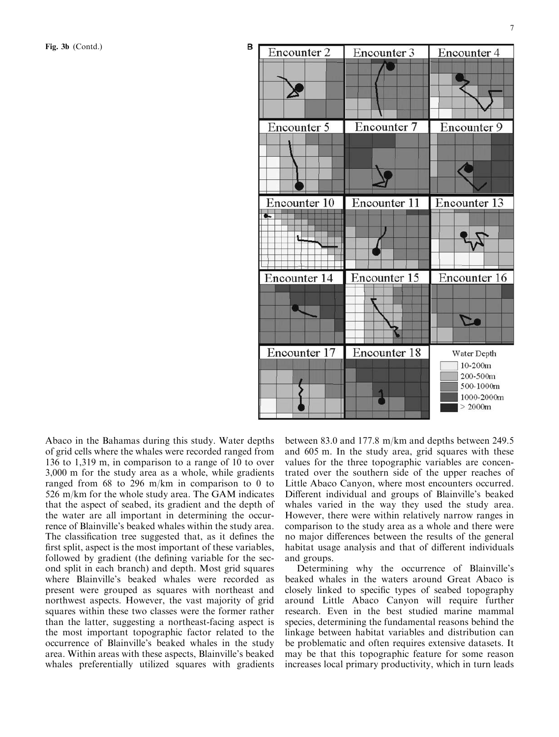**Fig. 3b** (Contd.)

Abaco in the Bahamas during this study. Water depths of grid cells where the whales were recorded ranged from 136 to 1,319 m, in comparison to a range of 10 to over 3,000 m for the study area as a whole, while gradients ranged from 68 to 296 m/km in comparison to 0 to 526 m/km for the whole study area. The GAM indicates that the aspect of seabed, its gradient and the depth of the water are all important in determining the occurrence of Blainville's beaked whales within the study area. The classification tree suggested that, as it defines the first split, aspect is the most important of these variables, followed by gradient (the defining variable for the second split in each branch) and depth. Most grid squares where Blainville's beaked whales were recorded as present were grouped as squares with northeast and northwest aspects. However, the vast majority of grid squares within these two classes were the former rather than the latter, suggesting a northeast-facing aspect is the most important topographic factor related to the occurrence of Blainville's beaked whales in the study area. Within areas with these aspects, Blainville's beaked whales preferentially utilized squares with gradients between 83.0 and 177.8 m/km and depths between 249.5 and 605 m. In the study area, grid squares with these values for the three topographic variables are concentrated over the southern side of the upper reaches of Little Abaco Canyon, where most encounters occurred. Different individual and groups of Blainville's beaked whales varied in the way they used the study area. However, there were within relatively narrow ranges in comparison to the study area as a whole and there were no major differences between the results of the general habitat usage analysis and that of different individuals and groups.

Determining why the occurrence of Blainville's beaked whales in the waters around Great Abaco is closely linked to specific types of seabed topography around Little Abaco Canyon will require further research. Even in the best studied marine mammal species, determining the fundamental reasons behind the linkage between habitat variables and distribution can be problematic and often requires extensive datasets. It may be that this topographic feature for some reason increases local primary productivity, which in turn leads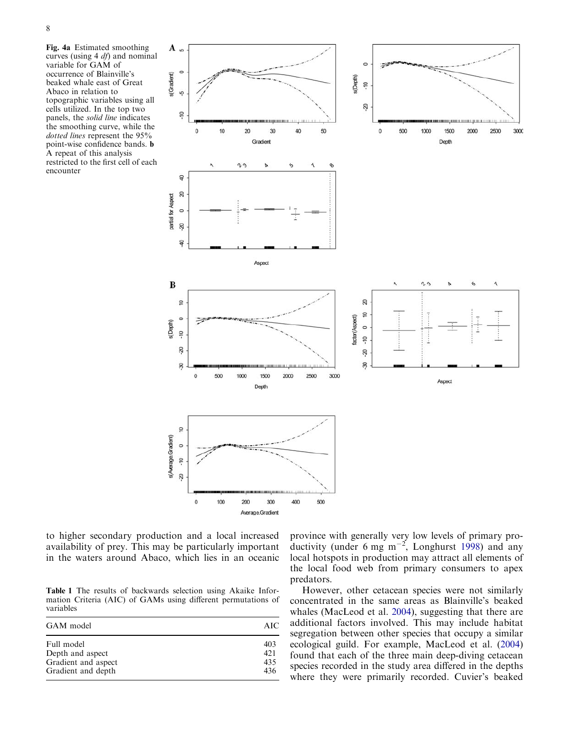**Fig. 4a** Estimated smoothing curves (using 4 *df*) and nominal variable for GAM of occurrence of Blainville's beaked whale east of Great Abaco in relation to topographic variables using all cells utilized. In the top two panels, the *solid line* indicates the smoothing curve, while the *dotted lines* represent the 95% point-wise confidence bands. **b** A repeat of this analysis restricted to the first cell of each encounter

to higher secondary production and a local increased availability of prey. This may be particularly important in the waters around Abaco, which lies in an oceanic province with generally very low levels of primary productivity (under 6 mg $m^{-2}$, Longhurst 1998) and any local hotspots in production may attract all elements of the local food web from primary consumers to apex predators.

**Table 1** The results of backwards selection using Akaike Information Criteria (AIC) of GAMs using different permutations of variables

| GAM model | AIC |
|---|---|
| Full model | 403 |
| Depth and aspect | 421 |
| Gradient and aspect | 435 |
| Gradient and depth | 436 |

However, other cetacean species were not similarly concentrated in the same areas as Blainville's beaked whales (MacLeod et al. 2004), suggesting that there are additional factors involved. This may include habitat segregation between other species that occupy a similar ecological guild. For example, MacLeod et al. (2004) found that each of the three main deep-diving cetacean species recorded in the study area differed in the depths where they were primarily recorded. Cuvier's beaked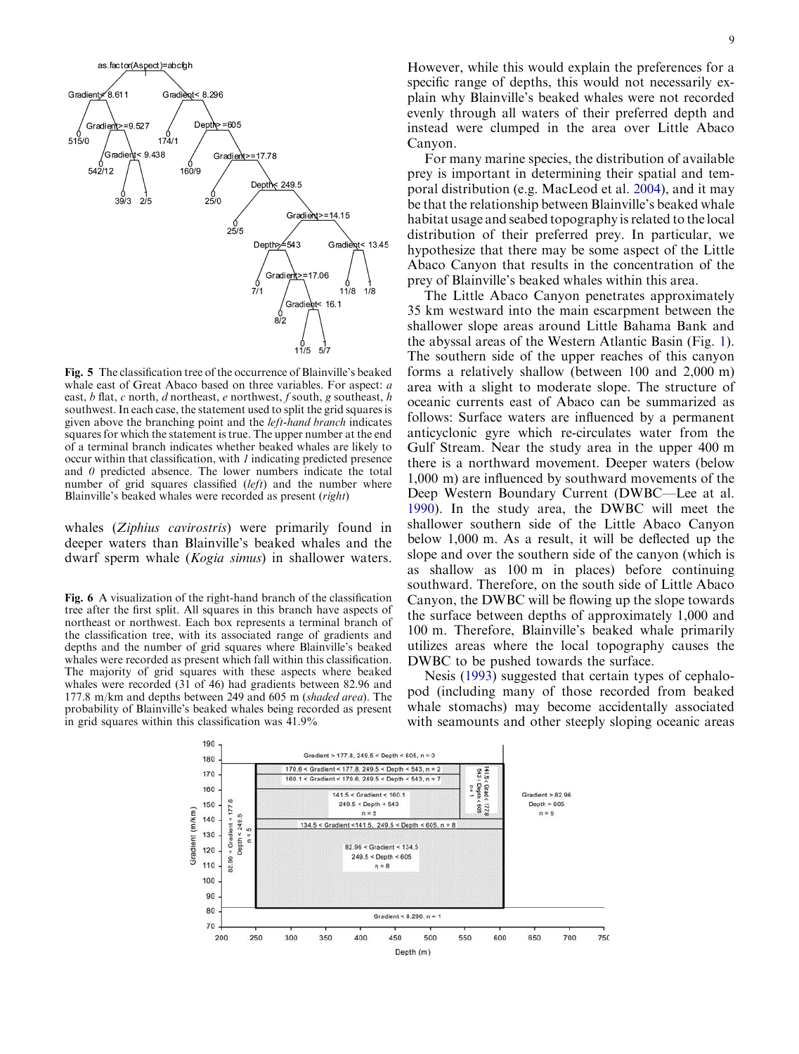Fig. 5 The classification tree of the occurrence of Blainville's beaked whale east of Great Abaco based on three variables. For aspect: *a* east, *b* flat, *c* north, *d* northeast, *e* northwest, *f* south, *g* southeast, *h* southwest. In each case, the statement used to split the grid squares is given above the branching point and the *left-hand branch* indicates squares for which the statement is true. The upper number at the end of a terminal branch indicates whether beaked whales are likely to occur within that classification, with *1* indicating predicted presence and *0* predicted absence. The lower numbers indicate the total number of grid squares classified (*left*) and the number where Blainville's beaked whales were recorded as present (*right*)

whales (*Ziphius cavirostris*) were primarily found in deeper waters than Blainville's beaked whales and the dwarf sperm whale (*Kogia simus*) in shallower waters.

Fig. 6 A visualization of the right-hand branch of the classification tree after the first split. All squares in this branch have aspects of northeast or northwest. Each box represents a terminal branch of the classification tree, with its associated range of gradients and depths and the number of grid squares where Blainville's beaked whales were recorded as present which fall within this classification. The majority of grid squares with these aspects where beaked whales were recorded (31 of 46) had gradients between 82.96 and 177.8 m/km and depths between 249 and 605 m (*shaded area*). The probability of Blainville's beaked whales being recorded as present in grid squares within this classification was 41.9%

However, while this would explain the preferences for a specific range of depths, this would not necessarily explain why Blainville's beaked whales were not recorded evenly through all waters of their preferred depth and instead were clumped in the area over Little Abaco Canyon.

For many marine species, the distribution of available prey is important in determining their spatial and temporal distribution (e.g. MacLeod et al. 2004), and it may be that the relationship between Blainville's beaked whale habitat usage and seabed topography is related to the local distribution of their preferred prey. In particular, we hypothesize that there may be some aspect of the Little Abaco Canyon that results in the concentration of the prey of Blainville's beaked whales within this area.

The Little Abaco Canyon penetrates approximately 35 km westward into the main escarpment between the shallower slope areas around Little Bahama Bank and the abyssal areas of the Western Atlantic Basin (Fig. 1). The southern side of the upper reaches of this canyon forms a relatively shallow (between 100 and 2,000 m) area with a slight to moderate slope. The structure of oceanic currents east of Abaco can be summarized as follows: Surface waters are influenced by a permanent anticyclonic gyre which re-circulates water from the Gulf Stream. Near the study area in the upper 400 m there is a northward movement. Deeper waters (below 1,000 m) are influenced by southward movements of the Deep Western Boundary Current (DWBC—Lee at al. 1990). In the study area, the DWBC will meet the shallower southern side of the Little Abaco Canyon below 1,000 m. As a result, it will be deflected up the slope and over the southern side of the canyon (which is as shallow as 100 m in places) before continuing southward. Therefore, on the south side of Little Abaco Canyon, the DWBC will be flowing up the slope towards the surface between depths of approximately 1,000 and 100 m. Therefore, Blainville's beaked whale primarily utilizes areas where the local topography causes the DWBC to be pushed towards the surface.

Nesis (1993) suggested that certain types of cephalopod (including many of those recorded from beaked whale stomachs) may become accidentally associated with seamounts and other steeply sloping oceanic areas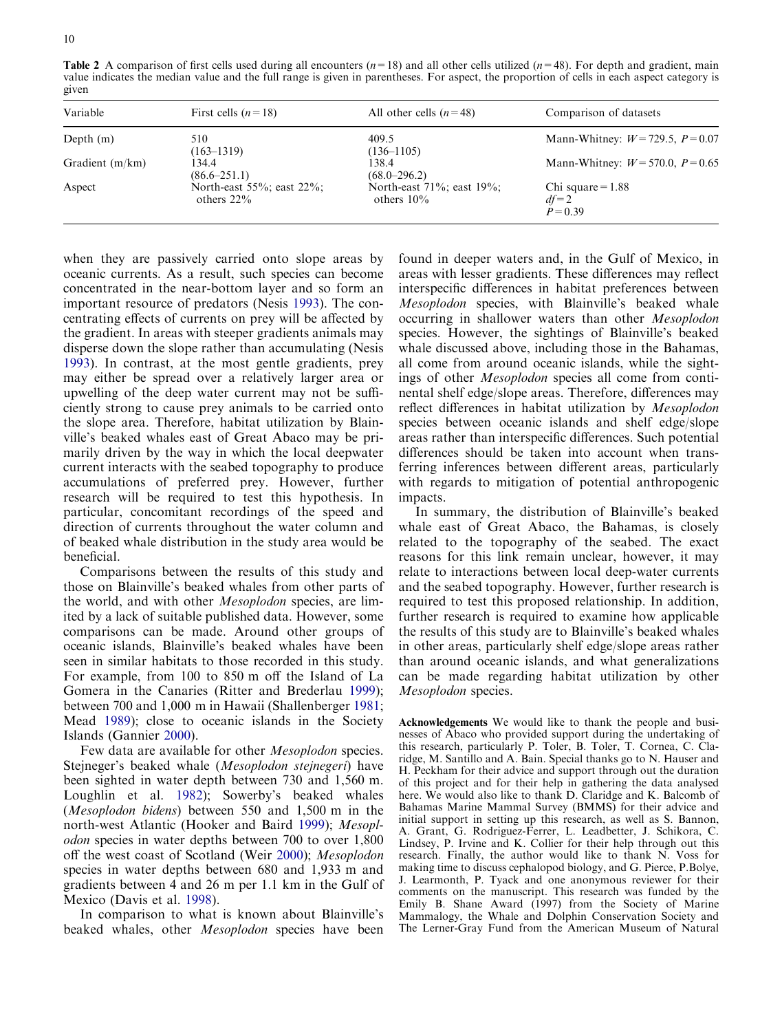**Table 2** A comparison of first cells used during all encounters ($n=18$) and all other cells utilized ($n=48$). For depth and gradient, main value indicates the median value and the full range is given in parentheses. For aspect, the proportion of cells in each aspect category is given

| Variable | First cells ($n=18$) | All other cells ($n=48$) | Comparison of datasets |
|---|---|---|---|
| Depth (m) | 510 (163–1319) | 409.5 (136–1105) | Mann-Whitney: $W=729.5$, $P=0.07$ |
| Gradient (m/km) | 134.4 (86.6–251.1) | 138.4 (68.0–296.2) | Mann-Whitney: $W=570.0$, $P=0.65$ |
| Aspect | North-east 55%; east 22%; others 22% | North-east 71%; east 19%; others 10% | Chi square = 1.88 $df=2$ $P=0.39$ |

when they are passively carried onto slope areas by oceanic currents. As a result, such species can become concentrated in the near-bottom layer and so form an important resource of predators (Nesis 1993). The concentrating effects of currents on prey will be affected by the gradient. In areas with steeper gradients animals may disperse down the slope rather than accumulating (Nesis 1993). In contrast, at the most gentle gradients, prey may either be spread over a relatively larger area or upwelling of the deep water current may not be sufficiently strong to cause prey animals to be carried onto the slope area. Therefore, habitat utilization by Blainville's beaked whales east of Great Abaco may be primarily driven by the way in which the local deepwater current interacts with the seabed topography to produce accumulations of preferred prey. However, further research will be required to test this hypothesis. In particular, concomitant recordings of the speed and direction of currents throughout the water column and of beaked whale distribution in the study area would be beneficial.

Comparisons between the results of this study and those on Blainville's beaked whales from other parts of the world, and with other *Mesoplodon* species, are limited by a lack of suitable published data. However, some comparisons can be made. Around other groups of oceanic islands, Blainville's beaked whales have been seen in similar habitats to those recorded in this study. For example, from 100 to 850 m off the Island of La Gomera in the Canaries (Ritter and Brederlau 1999); between 700 and 1,000 m in Hawaii (Shallenberger 1981; Mead 1989); close to oceanic islands in the Society Islands (Gannier 2000).

Few data are available for other *Mesoplodon* species. Stejneger's beaked whale (*Mesoplodon stejnegeri*) have been sighted in water depth between 730 and 1,560 m. Loughlin et al. 1982); Sowerby's beaked whales (*Mesoplodon bidens*) between 550 and 1,500 m in the north-west Atlantic (Hooker and Baird 1999); *Mesoplodon* species in water depths between 700 to over 1,800 off the west coast of Scotland (Weir 2000); *Mesoplodon* species in water depths between 680 and 1,933 m and gradients between 4 and 26 m per 1.1 km in the Gulf of Mexico (Davis et al. 1998).

In comparison to what is known about Blainville's beaked whales, other *Mesoplodon* species have been found in deeper waters and, in the Gulf of Mexico, in areas with lesser gradients. These differences may reflect interspecific differences in habitat preferences between *Mesoplodon* species, with Blainville's beaked whale occurring in shallower waters than other *Mesoplodon* species. However, the sightings of Blainville's beaked whale discussed above, including those in the Bahamas, all come from around oceanic islands, while the sightings of other *Mesoplodon* species all come from continental shelf edge/slope areas. Therefore, differences may reflect differences in habitat utilization by *Mesoplodon* species between oceanic islands and shelf edge/slope areas rather than interspecific differences. Such potential differences should be taken into account when transferring inferences between different areas, particularly with regards to mitigation of potential anthropogenic impacts.

In summary, the distribution of Blainville's beaked whale east of Great Abaco, the Bahamas, is closely related to the topography of the seabed. The exact reasons for this link remain unclear, however, it may relate to interactions between local deep-water currents and the seabed topography. However, further research is required to test this proposed relationship. In addition, further research is required to examine how applicable the results of this study are to Blainville's beaked whales in other areas, particularly shelf edge/slope areas rather than around oceanic islands, and what generalizations can be made regarding habitat utilization by other *Mesoplodon* species.

**Acknowledgements** We would like to thank the people and businesses of Abaco who provided support during the undertaking of this research, particularly P. Toler, B. Toler, T. Cornea, C. Claridge, M. Santillo and A. Bain. Special thanks go to N. Hauser and H. Peckham for their advice and support through out the duration of this project and for their help in gathering the data analysed here. We would also like to thank D. Claridge and K. Balcomb of Bahamas Marine Mammal Survey (BMMS) for their advice and initial support in setting up this research, as well as S. Bannon, A. Grant, G. Rodriguez-Ferrer, L. Leadbetter, J. Schikora, C. Lindsey, P. Irvine and K. Collier for their help through out this research. Finally, the author would like to thank N. Voss for making time to discuss cephalopod biology, and G. Pierce, P.Bolye, J. Learmonth, P. Tyack and one anonymous reviewer for their comments on the manuscript. This research was funded by the Emily B. Shane Award (1997) from the Society of Marine Mammalogy, the Whale and Dolphin Conservation Society and The Lerner-Gray Fund from the American Museum of Natural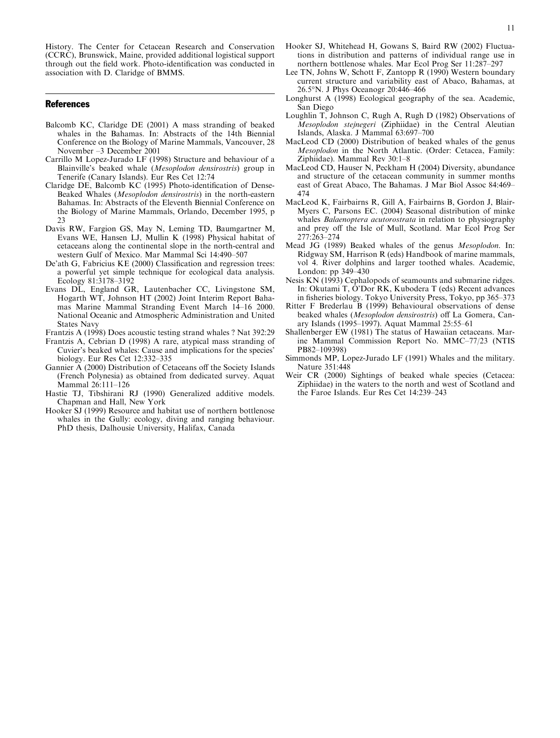History. The Center for Cetacean Research and Conservation (CCRC), Brunswick, Maine, provided additional logistical support through out the field work. Photo-identification was conducted in association with D. Claridge of BMMS.

## References

Balcomb KC, Claridge DE (2001) A mass stranding of beaked whales in the Bahamas. In: Abstracts of the 14th Biennial Conference on the Biology of Marine Mammals, Vancouver, 28 November –3 December 2001

Carrillo M Lopez-Jurado LF (1998) Structure and behaviour of a Blainville's beaked whale (*Mesoplodon densirostris*) group in Tenerife (Canary Islands). Eur Res Cet 12:74

Claridge DE, Balcomb KC (1995) Photo-identification of Dense-Beaked Whales (*Mesoplodon densirostris*) in the north-eastern Bahamas. In: Abstracts of the Eleventh Biennial Conference on the Biology of Marine Mammals, Orlando, December 1995, p 23

Davis RW, Fargion GS, May N, Leming TD, Baumgartner M, Evans WE, Hansen LJ, Mullin K (1998) Physical habitat of cetaceans along the continental slope in the north-central and western Gulf of Mexico. Mar Mammal Sci 14:490–507

De'ath G, Fabricius KE (2000) Classification and regression trees: a powerful yet simple technique for ecological data analysis. Ecology 81:3178–3192

Evans DL, England GR, Lautenbacher CC, Livingstone SM, Hogarth WT, Johnson HT (2002) Joint Interim Report Bahamas Marine Mammal Stranding Event March 14–16 2000. National Oceanic and Atmospheric Administration and United States Navy

Frantzis A (1998) Does acoustic testing strand whales ? Nat 392:29

Frantzis A, Cebrian D (1998) A rare, atypical mass stranding of Cuvier's beaked whales: Cause and implications for the species' biology. Eur Res Cet 12:332–335

Gannier A (2000) Distribution of Cetaceans off the Society Islands (French Polynesia) as obtained from dedicated survey. Aquat Mammal 26:111–126

Hastie TJ, Tibshirani RJ (1990) Generalized additive models. Chapman and Hall, New York

Hooker SJ (1999) Resource and habitat use of northern bottlenose whales in the Gully: ecology, diving and ranging behaviour. PhD thesis, Dalhousie University, Halifax, Canada

Hooker SJ, Whitehead H, Gowans S, Baird RW (2002) Fluctuations in distribution and patterns of individual range use in northern bottlenose whales. Mar Ecol Prog Ser 11:287–297

Lee TN, Johns W, Schott F, Zantopp R (1990) Western boundary current structure and variability east of Abaco, Bahamas, at 26.5°N. J Phys Oceanogr 20:446–466

Longhurst A (1998) Ecological geography of the sea. Academic, San Diego

Loughlin T, Johnson C, Rugh A, Rugh D (1982) Observations of *Mesoplodon stejnegeri* (Ziphiidae) in the Central Aleutian Islands, Alaska. J Mammal 63:697–700

MacLeod CD (2000) Distribution of beaked whales of the genus *Mesoplodon* in the North Atlantic. (Order: Cetacea, Family: Ziphiidae). Mammal Rev 30:1–8

MacLeod CD, Hauser N, Peckham H (2004) Diversity, abundance and structure of the cetacean community in summer months east of Great Abaco, The Bahamas. J Mar Biol Assoc 84:469–474

MacLeod K, Fairbairns R, Gill A, Fairbairns B, Gordon J, Blair-Myers C, Parsons EC. (2004) Seasonal distribution of minke whales *Balaenoptera acutorostrata* in relation to physiography and prey off the Isle of Mull, Scotland. Mar Ecol Prog Ser 277:263–274

Mead JG (1989) Beaked whales of the genus *Mesoplodon*. In: Ridgway SM, Harrison R (eds) Handbook of marine mammals, vol 4. River dolphins and larger toothed whales. Academic, London: pp 349–430

Nesis KN (1993) Cephalopods of seamounts and submarine ridges. In: Okutami T, O'Dor RK, Kubodera T (eds) Recent advances in fisheries biology. Tokyo University Press, Tokyo, pp 365–373

Ritter F Brederlau B (1999) Behavioural observations of dense beaked whales (*Mesoplodon densirostris*) off La Gomera, Canary Islands (1995–1997). Aquat Mammal 25:55–61

Shallenberger EW (1981) The status of Hawaiian cetaceans. Marine Mammal Commission Report No. MMC–77/23 (NTIS PB82–109398)

Simmonds MP, Lopez-Jurado LF (1991) Whales and the military. Nature 351:448

Weir CR (2000) Sightings of beaked whale species (Cetacea: Ziphiidae) in the waters to the north and west of Scotland and the Faroe Islands. Eur Res Cet 14:239–243